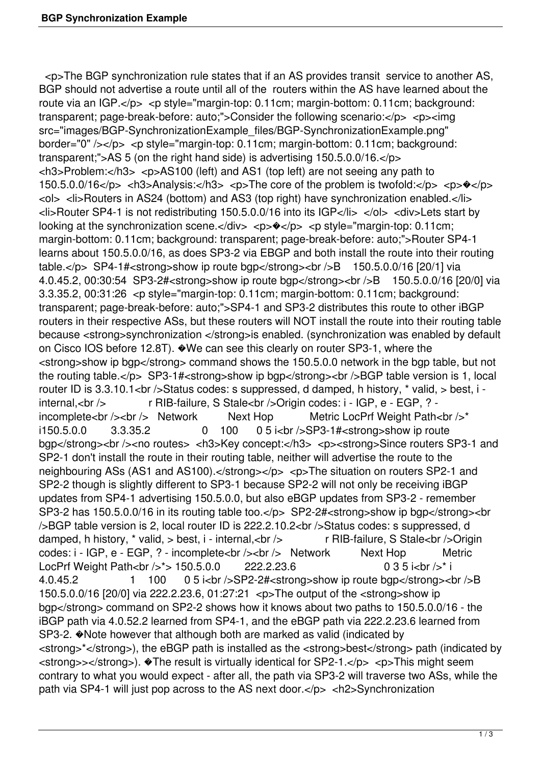# BGP Synchronization Example

<p>The BGP synchronization rule states that if an AS provides transit service to another AS, BGP should not advertise a route until all of the routers within the AS have learned about the route via an IGP.</p> <p style="margin-top: 0.11cm; margin-bottom: 0.11cm; background: transparent; page-break-before: auto;">Consider the following scenario:</p> <p><img src="images/BGP-SynchronizationExample_files/BGP-SynchronizationExample.png" border="0" /></p> <p style="margin-top: 0.11cm; margin-bottom: 0.11cm; background: transparent;">AS 5 (on the right hand side) is advertising 150.5.0.0/16.</p> <h3>Problem:</h3> <p>AS100 (left) and AS1 (top left) are not seeing any path to 150.5.0.0/16</p> <h3>Analysis:</h3> <p>The core of the problem is twofold:</p> <p>�</p> <ol> <li>Routers in AS24 (bottom) and AS3 (top right) have synchronization enabled.</li> <li>Router SP4-1 is not redistributing 150.5.0.0/16 into its IGP</li> </ol> <div>Lets start by looking at the synchronization scene.</div> <p>�</p> <p style="margin-top: 0.11cm; margin-bottom: 0.11cm; background: transparent; page-break-before: auto;">Router SP4-1 learns about 150.5.0.0/16, as does SP3-2 via EBGP and both install the route into their routing table.</p> SP4-1#<strong>show ip route bgp</strong><br />B 150.5.0.0/16 [20/1] via 4.0.45.2, 00:30:54 SP3-2#<strong>show ip route bgp</strong><br />B 150.5.0.0/16 [20/0] via 3.3.35.2, 00:31:26 <p style="margin-top: 0.11cm; margin-bottom: 0.11cm; background: transparent; page-break-before: auto;">SP4-1 and SP3-2 distributes this route to other iBGP routers in their respective ASs, but these routers will NOT install the route into their routing table because <strong>synchronization </strong>is enabled. (synchronization was enabled by default on Cisco IOS before 12.8T). �We can see this clearly on router SP3-1, where the <strong>show ip bgp</strong> command shows the 150.5.0.0 network in the bgp table, but not the routing table.</p> SP3-1#<strong>show ip bgp</strong><br />BGP table version is 1, local router ID is 3.3.10.1<br />Status codes: s suppressed, d damped, h history, * valid, > best, i - internal,<br /> r RIB-failure, S Stale<br />Origin codes: i - IGP, e - EGP, ? - incomplete<br /><br /> Network Next Hop Metric LocPrf Weight Path<br />* i150.5.0.0 3.3.35.2 0 100 0 5 i<br />SP3-1#<strong>show ip route bgp</strong><br /><no routes> <h3>Key concept:</h3> <p><strong>Since routers SP3-1 and SP2-1 don't install the route in their routing table, neither will advertise the route to the neighbouring ASs (AS1 and AS100).</strong></p> <p>The situation on routers SP2-1 and SP2-2 though is slightly different to SP3-1 because SP2-2 will not only be receiving iBGP updates from SP4-1 advertising 150.5.0.0, but also eBGP updates from SP3-2 - remember SP3-2 has 150.5.0.0/16 in its routing table too.</p> SP2-2#<strong>show ip bgp</strong><br />BGP table version is 2, local router ID is 222.2.10.2<br />Status codes: s suppressed, d damped, h history, * valid, > best, i - internal,<br /> r RIB-failure, S Stale<br />Origin codes: i - IGP, e - EGP, ? - incomplete<br /><br /> Network Next Hop Metric LocPrf Weight Path<br />*> 150.5.0.0 222.2.23.6 0 3 5 i<br />* i 4.0.45.2 1 100 0 5 i<br />SP2-2#<strong>show ip route bgp</strong><br />B 150.5.0.0/16 [20/0] via 222.2.23.6, 01:27:21 <p>The output of the <strong>show ip bgp</strong> command on SP2-2 shows how it knows about two paths to 150.5.0.0/16 - the iBGP path via 4.0.52.2 learned from SP4-1, and the eBGP path via 222.2.23.6 learned from SP3-2. �Note however that although both are marked as valid (indicated by <strong>*</strong>), the eBGP path is installed as the <strong>best</strong> path (indicated by <strong>></strong>). �The result is virtually identical for SP2-1.</p> <p>This might seem contrary to what you would expect - after all, the path via SP3-2 will traverse two ASs, while the path via SP4-1 will just pop across to the AS next door.</p> <h2>Synchronization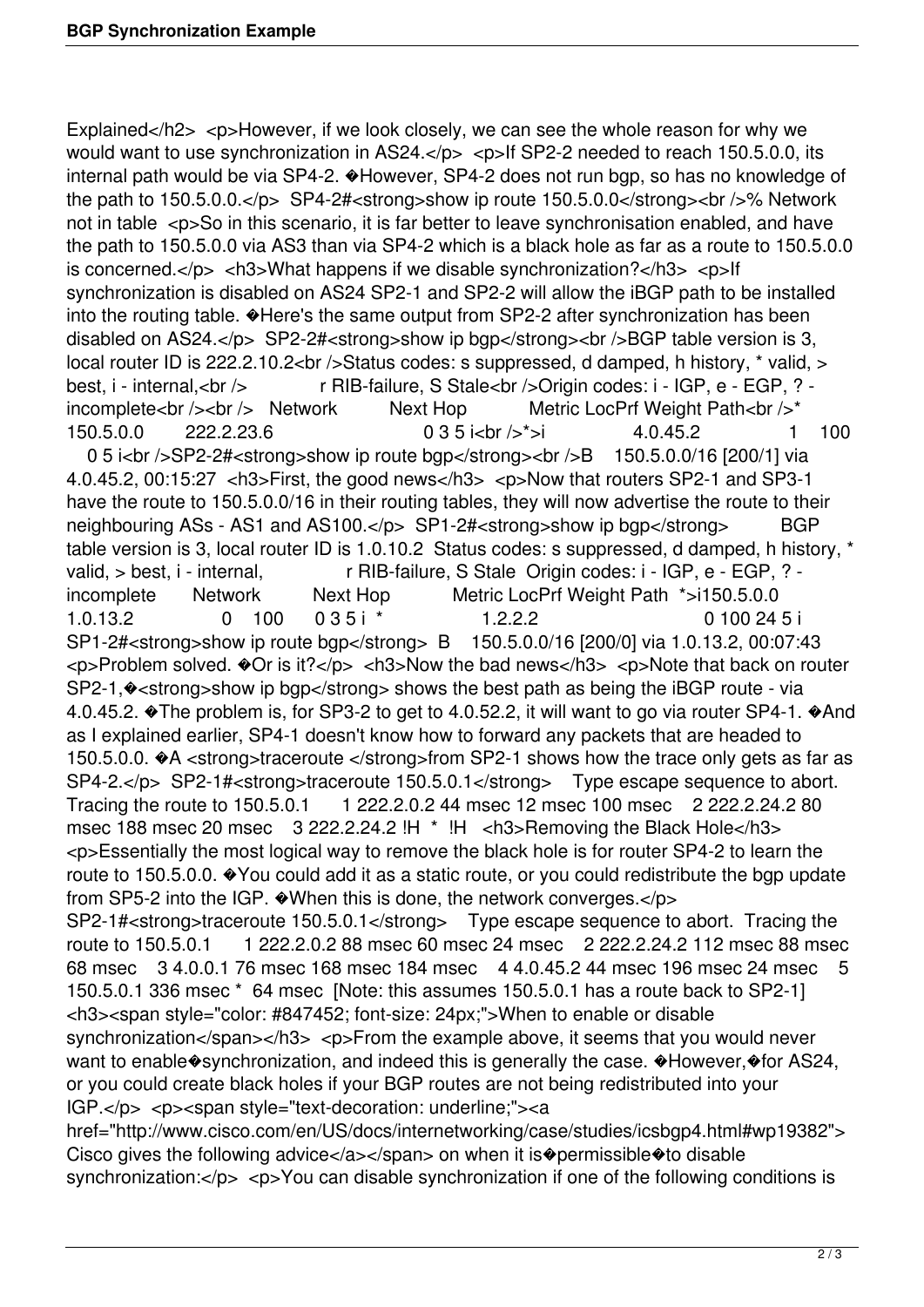Explained</h2> <p>However, if we look closely, we can see the whole reason for why we would want to use synchronization in AS24.</p> <p>If SP2-2 needed to reach 150.5.0.0, its internal path would be via SP4-2. �However, SP4-2 does not run bgp, so has no knowledge of the path to 150.5.0.0.</p> SP4-2#<strong>show ip route 150.5.0.0</strong><br />% Network not in table <p>So in this scenario, it is far better to leave synchronisation enabled, and have the path to 150.5.0.0 via AS3 than via SP4-2 which is a black hole as far as a route to 150.5.0.0 is concerned.</p> <h3>What happens if we disable synchronization?</h3> <p>If synchronization is disabled on AS24 SP2-1 and SP2-2 will allow the iBGP path to be installed into the routing table. �Here's the same output from SP2-2 after synchronization has been disabled on AS24.</p> SP2-2#<strong>show ip bgp</strong><br />BGP table version is 3, local router ID is 222.2.10.2<br />Status codes: s suppressed, d damped, h history, * valid, > best, i - internal,<br /> r RIB-failure, S Stale<br />Origin codes: i - IGP, e - EGP, ? - incomplete<br /><br /> Network Next Hop Metric LocPrf Weight Path<br />* 150.5.0.0 222.2.23.6 0 3 5 i<br />*>i 4.0.45.2 1 100 0 5 i<br />SP2-2#<strong>show ip route bgp</strong><br />B 150.5.0.0/16 [200/1] via 4.0.45.2, 00:15:27 <h3>First, the good news</h3> <p>Now that routers SP2-1 and SP3-1 have the route to 150.5.0.0/16 in their routing tables, they will now advertise the route to their neighbouring ASs - AS1 and AS100.</p> SP1-2#<strong>show ip bgp</strong> BGP table version is 3, local router ID is 1.0.10.2 Status codes: s suppressed, d damped, h history, * valid, > best, i - internal, r RIB-failure, S Stale Origin codes: i - IGP, e - EGP, ? - incomplete Network Next Hop Metric LocPrf Weight Path *>i150.5.0.0 1.0.13.2 0 100 0 3 5 i * 1.2.2.2 0 100 24 5 i SP1-2#<strong>show ip route bgp</strong> B 150.5.0.0/16 [200/0] via 1.0.13.2, 00:07:43 <p>Problem solved. �Or is it?</p> <h3>Now the bad news</h3> <p>Note that back on router SP2-1,�<strong>show ip bgp</strong> shows the best path as being the iBGP route - via 4.0.45.2. �The problem is, for SP3-2 to get to 4.0.52.2, it will want to go via router SP4-1. �And as I explained earlier, SP4-1 doesn't know how to forward any packets that are headed to 150.5.0.0. �A <strong>traceroute </strong>from SP2-1 shows how the trace only gets as far as SP4-2.</p> SP2-1#<strong>traceroute 150.5.0.1</strong> Type escape sequence to abort. Tracing the route to 150.5.0.1 1 222.2.0.2 44 msec 12 msec 100 msec 2 222.2.24.2 80 msec 188 msec 20 msec 3 222.2.24.2 !H * !H <h3>Removing the Black Hole</h3> <p>Essentially the most logical way to remove the black hole is for router SP4-2 to learn the route to 150.5.0.0. �You could add it as a static route, or you could redistribute the bgp update from SP5-2 into the IGP. �When this is done, the network converges.</p> SP2-1#<strong>traceroute 150.5.0.1</strong> Type escape sequence to abort. Tracing the route to 150.5.0.1 1 222.2.0.2 88 msec 60 msec 24 msec 2 222.2.24.2 112 msec 88 msec 68 msec 3 4.0.0.1 76 msec 168 msec 184 msec 4 4.0.45.2 44 msec 196 msec 24 msec 5 150.5.0.1 336 msec * 64 msec [Note: this assumes 150.5.0.1 has a route back to SP2-1] <h3><span style="color: #847452; font-size: 24px;">When to enable or disable synchronization</span></h3> <p>From the example above, it seems that you would never want to enable�synchronization, and indeed this is generally the case. �However,�for AS24, or you could create black holes if your BGP routes are not being redistributed into your IGP.</p> <p><span style="text-decoration: underline;"><a href="http://www.cisco.com/en/US/docs/internetworking/case/studies/icsbgp4.html#wp19382"> Cisco gives the following advice</a></span> on when it is�permissible�to disable synchronization:</p> <p>You can disable synchronization if one of the following conditions is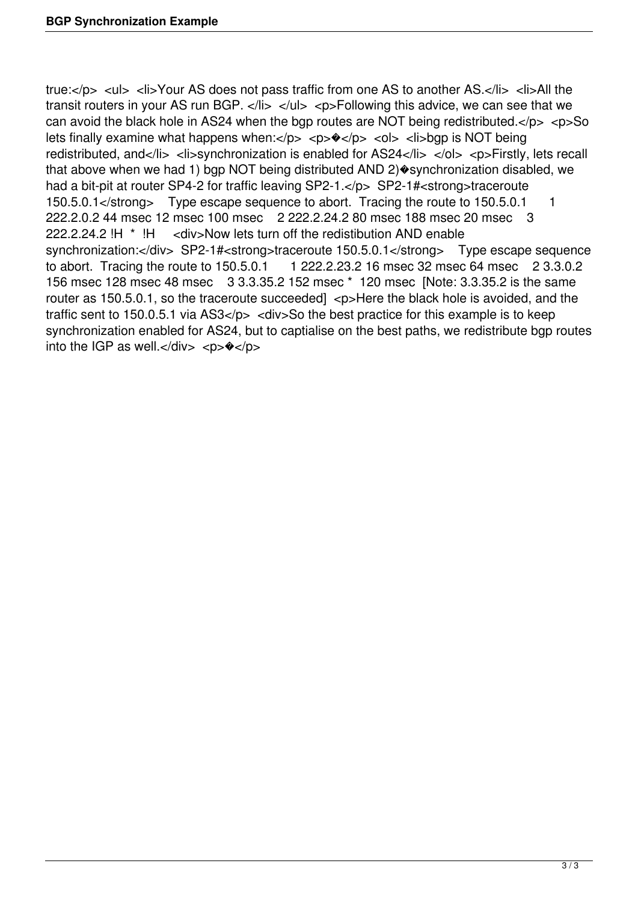true:</p> <ul> <li>Your AS does not pass traffic from one AS to another AS.</li> <li>All the transit routers in your AS run BGP. </li> </ul> <p>Following this advice, we can see that we can avoid the black hole in AS24 when the bgp routes are NOT being redistributed.</p> <p>So lets finally examine what happens when:</p> <p>�</p> <ol> <li>bgp is NOT being redistributed, and</li> <li>synchronization is enabled for AS24</li> </ol> <p>Firstly, lets recall that above when we had 1) bgp NOT being distributed AND 2)�synchronization disabled, we had a bit-pit at router SP4-2 for traffic leaving SP2-1.</p> SP2-1#<strong>traceroute 150.5.0.1</strong> Type escape sequence to abort. Tracing the route to 150.5.0.1 1 222.2.0.2 44 msec 12 msec 100 msec 2 222.2.24.2 80 msec 188 msec 20 msec 3 222.2.24.2 !H * !H <div>Now lets turn off the redistibution AND enable synchronization:</div> SP2-1#<strong>traceroute 150.5.0.1</strong> Type escape sequence to abort. Tracing the route to 150.5.0.1 1 222.2.23.2 16 msec 32 msec 64 msec 2 3.3.0.2 156 msec 128 msec 48 msec 3 3.3.35.2 152 msec * 120 msec [Note: 3.3.35.2 is the same router as 150.5.0.1, so the traceroute succeeded] <p>Here the black hole is avoided, and the traffic sent to 150.0.5.1 via AS3</p> <div>So the best practice for this example is to keep synchronization enabled for AS24, but to captialise on the best paths, we redistribute bgp routes into the IGP as well.</div> <p>�</p>